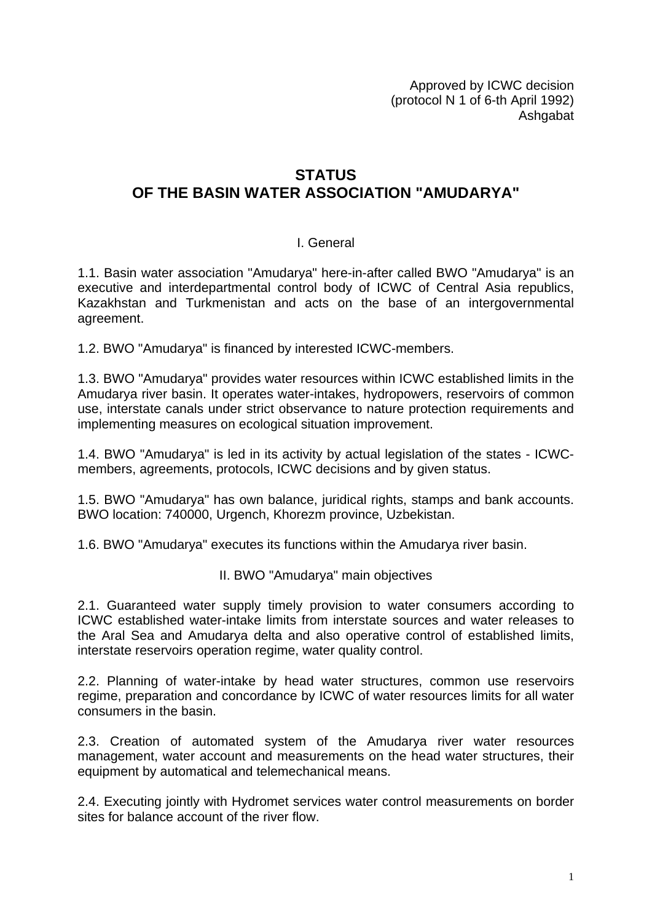Approved by ICWC decision
(protocol N 1 of 6-th April 1992)
Ashgabat

# STATUS
# OF THE BASIN WATER ASSOCIATION "AMUDARYA"

## I. General

1.1. Basin water association "Amudarya" here-in-after called BWO "Amudarya" is an executive and interdepartmental control body of ICWC of Central Asia republics, Kazakhstan and Turkmenistan and acts on the base of an intergovernmental agreement.

1.2. BWO "Amudarya" is financed by interested ICWC-members.

1.3. BWO "Amudarya" provides water resources within ICWC established limits in the Amudarya river basin. It operates water-intakes, hydropowers, reservoirs of common use, interstate canals under strict observance to nature protection requirements and implementing measures on ecological situation improvement.

1.4. BWO "Amudarya" is led in its activity by actual legislation of the states - ICWC-members, agreements, protocols, ICWC decisions and by given status.

1.5. BWO "Amudarya" has own balance, juridical rights, stamps and bank accounts. BWO location: 740000, Urgench, Khorezm province, Uzbekistan.

1.6. BWO "Amudarya" executes its functions within the Amudarya river basin.

## II. BWO "Amudarya" main objectives

2.1. Guaranteed water supply timely provision to water consumers according to ICWC established water-intake limits from interstate sources and water releases to the Aral Sea and Amudarya delta and also operative control of established limits, interstate reservoirs operation regime, water quality control.

2.2. Planning of water-intake by head water structures, common use reservoirs regime, preparation and concordance by ICWC of water resources limits for all water consumers in the basin.

2.3. Creation of automated system of the Amudarya river water resources management, water account and measurements on the head water structures, their equipment by automatical and telemechanical means.

2.4. Executing jointly with Hydromet services water control measurements on border sites for balance account of the river flow.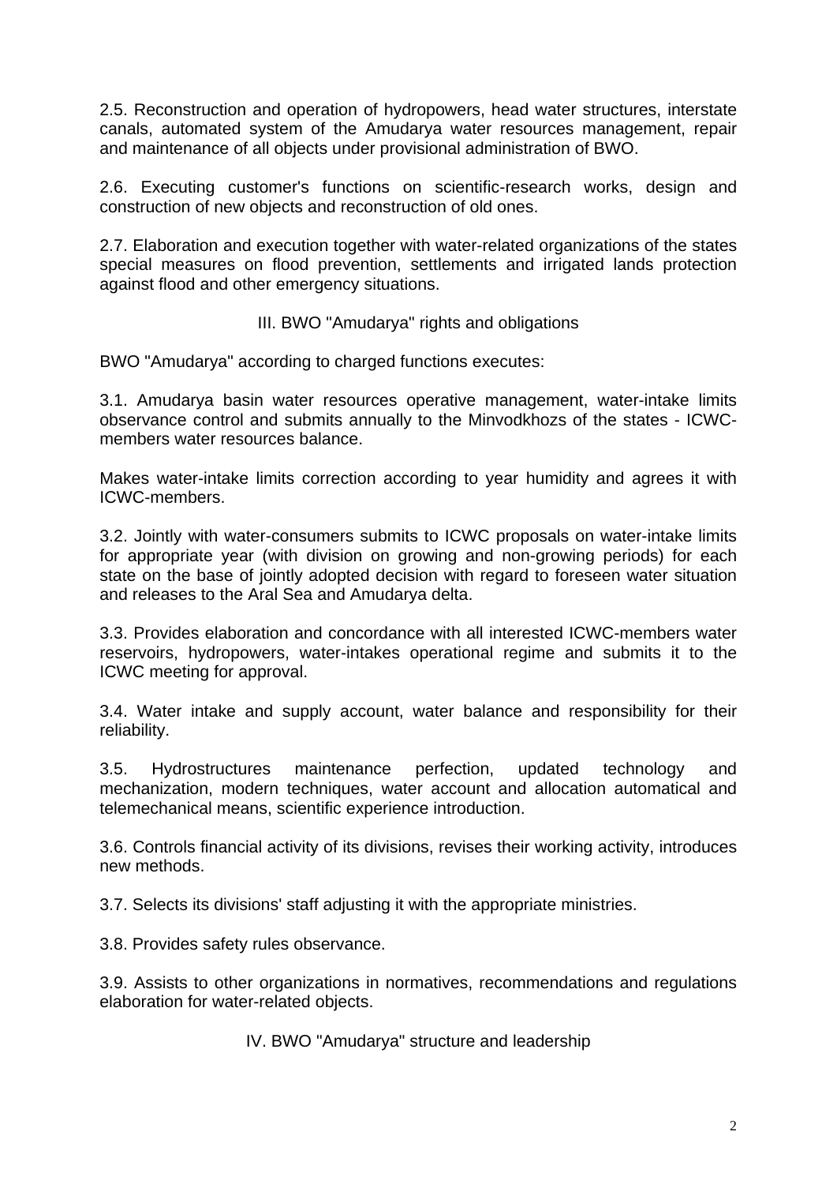2.5. Reconstruction and operation of hydropowers, head water structures, interstate canals, automated system of the Amudarya water resources management, repair and maintenance of all objects under provisional administration of BWO.

2.6. Executing customer's functions on scientific-research works, design and construction of new objects and reconstruction of old ones.

2.7. Elaboration and execution together with water-related organizations of the states special measures on flood prevention, settlements and irrigated lands protection against flood and other emergency situations.

## III. BWO "Amudarya" rights and obligations

BWO "Amudarya" according to charged functions executes:

3.1. Amudarya basin water resources operative management, water-intake limits observance control and submits annually to the Minvodkhozs of the states - ICWC-members water resources balance.

Makes water-intake limits correction according to year humidity and agrees it with ICWC-members.

3.2. Jointly with water-consumers submits to ICWC proposals on water-intake limits for appropriate year (with division on growing and non-growing periods) for each state on the base of jointly adopted decision with regard to foreseen water situation and releases to the Aral Sea and Amudarya delta.

3.3. Provides elaboration and concordance with all interested ICWC-members water reservoirs, hydropowers, water-intakes operational regime and submits it to the ICWC meeting for approval.

3.4. Water intake and supply account, water balance and responsibility for their reliability.

3.5. Hydrostructures maintenance perfection, updated technology and mechanization, modern techniques, water account and allocation automatical and telemechanical means, scientific experience introduction.

3.6. Controls financial activity of its divisions, revises their working activity, introduces new methods.

3.7. Selects its divisions' staff adjusting it with the appropriate ministries.

3.8. Provides safety rules observance.

3.9. Assists to other organizations in normatives, recommendations and regulations elaboration for water-related objects.

## IV. BWO "Amudarya" structure and leadership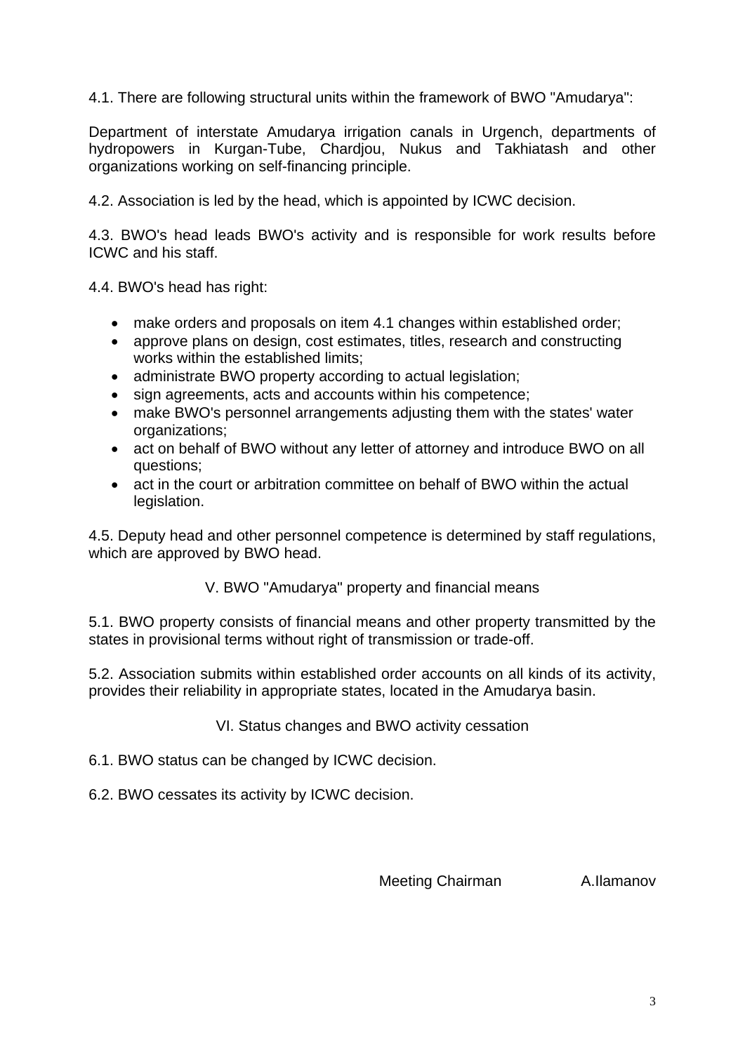4.1. There are following structural units within the framework of BWO "Amudarya":

Department of interstate Amudarya irrigation canals in Urgench, departments of hydropowers in Kurgan-Tube, Chardjou, Nukus and Takhiatash and other organizations working on self-financing principle.

4.2. Association is led by the head, which is appointed by ICWC decision.

4.3. BWO's head leads BWO's activity and is responsible for work results before ICWC and his staff.

4.4. BWO's head has right:

- make orders and proposals on item 4.1 changes within established order;
- approve plans on design, cost estimates, titles, research and constructing works within the established limits;
- administrate BWO property according to actual legislation;
- sign agreements, acts and accounts within his competence;
- make BWO's personnel arrangements adjusting them with the states' water organizations;
- act on behalf of BWO without any letter of attorney and introduce BWO on all questions;
- act in the court or arbitration committee on behalf of BWO within the actual legislation.

4.5. Deputy head and other personnel competence is determined by staff regulations, which are approved by BWO head.

## V. BWO "Amudarya" property and financial means

5.1. BWO property consists of financial means and other property transmitted by the states in provisional terms without right of transmission or trade-off.

5.2. Association submits within established order accounts on all kinds of its activity, provides their reliability in appropriate states, located in the Amudarya basin.

## VI. Status changes and BWO activity cessation

6.1. BWO status can be changed by ICWC decision.

6.2. BWO cessates its activity by ICWC decision.

Meeting Chairman A.Ilamanov